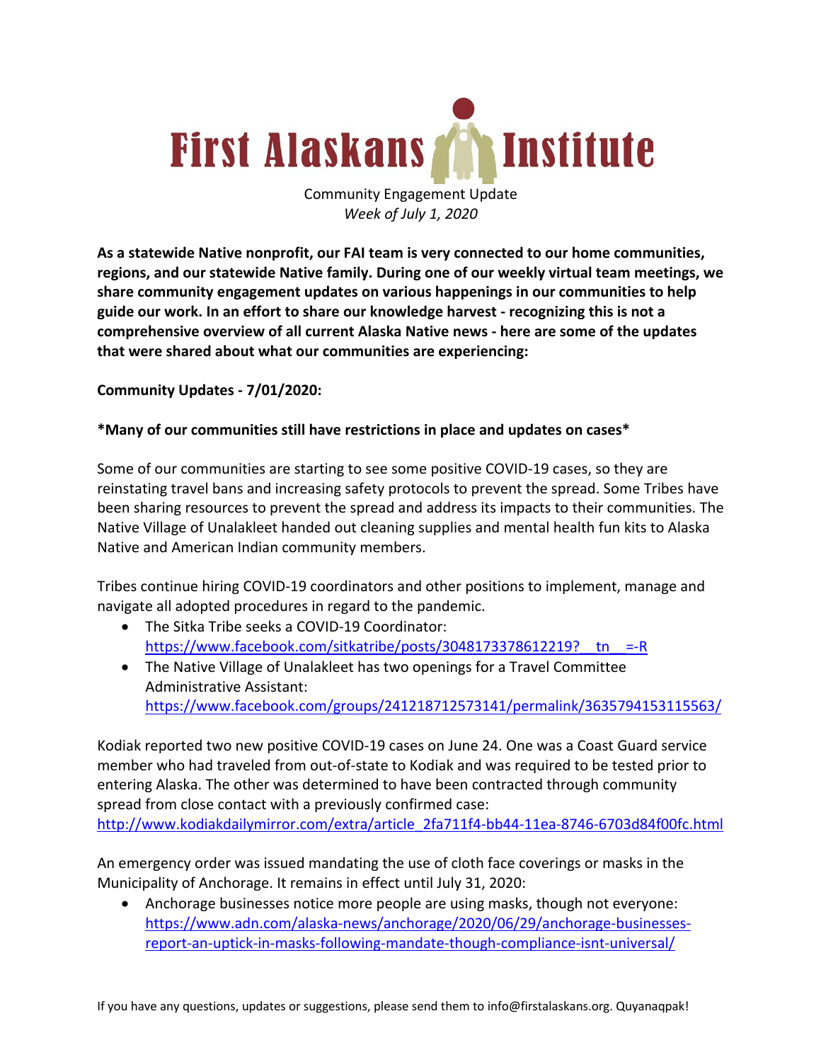# First Alaskans Institute

Community Engagement Update
*Week of July 1, 2020*

**As a statewide Native nonprofit, our FAI team is very connected to our home communities, regions, and our statewide Native family. During one of our weekly virtual team meetings, we share community engagement updates on various happenings in our communities to help guide our work. In an effort to share our knowledge harvest - recognizing this is not a comprehensive overview of all current Alaska Native news - here are some of the updates that were shared about what our communities are experiencing:**

**Community Updates - 7/01/2020:**

**\*Many of our communities still have restrictions in place and updates on cases\***

Some of our communities are starting to see some positive COVID-19 cases, so they are reinstating travel bans and increasing safety protocols to prevent the spread. Some Tribes have been sharing resources to prevent the spread and address its impacts to their communities. The Native Village of Unalakleet handed out cleaning supplies and mental health fun kits to Alaska Native and American Indian community members.

Tribes continue hiring COVID-19 coordinators and other positions to implement, manage and navigate all adopted procedures in regard to the pandemic.

- The Sitka Tribe seeks a COVID-19 Coordinator: https://www.facebook.com/sitkatribe/posts/3048173378612219?__tn__=-R
- The Native Village of Unalakleet has two openings for a Travel Committee Administrative Assistant: https://www.facebook.com/groups/241218712573141/permalink/3635794153115563/

Kodiak reported two new positive COVID-19 cases on June 24. One was a Coast Guard service member who had traveled from out-of-state to Kodiak and was required to be tested prior to entering Alaska. The other was determined to have been contracted through community spread from close contact with a previously confirmed case: http://www.kodiakdailymirror.com/extra/article_2fa711f4-bb44-11ea-8746-6703d84f00fc.html

An emergency order was issued mandating the use of cloth face coverings or masks in the Municipality of Anchorage. It remains in effect until July 31, 2020:

- Anchorage businesses notice more people are using masks, though not everyone: https://www.adn.com/alaska-news/anchorage/2020/06/29/anchorage-businesses-report-an-uptick-in-masks-following-mandate-though-compliance-isnt-universal/

If you have any questions, updates or suggestions, please send them to info@firstalaskans.org. Quyanaqpak!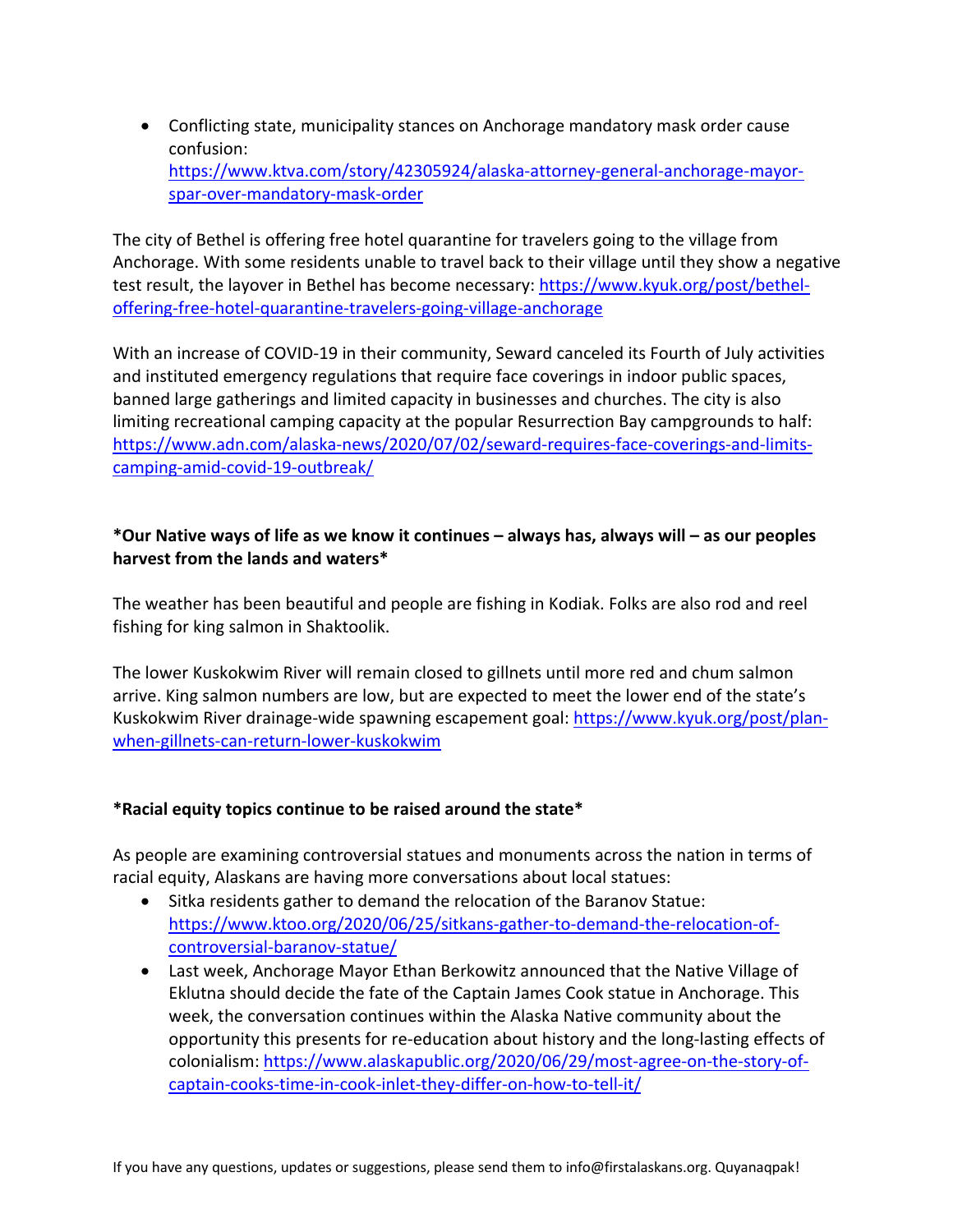- Conflicting state, municipality stances on Anchorage mandatory mask order cause confusion: https://www.ktva.com/story/42305924/alaska-attorney-general-anchorage-mayor-spar-over-mandatory-mask-order

The city of Bethel is offering free hotel quarantine for travelers going to the village from Anchorage. With some residents unable to travel back to their village until they show a negative test result, the layover in Bethel has become necessary: https://www.kyuk.org/post/bethel-offering-free-hotel-quarantine-travelers-going-village-anchorage

With an increase of COVID-19 in their community, Seward canceled its Fourth of July activities and instituted emergency regulations that require face coverings in indoor public spaces, banned large gatherings and limited capacity in businesses and churches. The city is also limiting recreational camping capacity at the popular Resurrection Bay campgrounds to half: https://www.adn.com/alaska-news/2020/07/02/seward-requires-face-coverings-and-limits-camping-amid-covid-19-outbreak/

**\*Our Native ways of life as we know it continues – always has, always will – as our peoples harvest from the lands and waters\***

The weather has been beautiful and people are fishing in Kodiak. Folks are also rod and reel fishing for king salmon in Shaktoolik.

The lower Kuskokwim River will remain closed to gillnets until more red and chum salmon arrive. King salmon numbers are low, but are expected to meet the lower end of the state's Kuskokwim River drainage-wide spawning escapement goal: https://www.kyuk.org/post/plan-when-gillnets-can-return-lower-kuskokwim

**\*Racial equity topics continue to be raised around the state\***

As people are examining controversial statues and monuments across the nation in terms of racial equity, Alaskans are having more conversations about local statues:

- Sitka residents gather to demand the relocation of the Baranov Statue: https://www.ktoo.org/2020/06/25/sitkans-gather-to-demand-the-relocation-of-controversial-baranov-statue/
- Last week, Anchorage Mayor Ethan Berkowitz announced that the Native Village of Eklutna should decide the fate of the Captain James Cook statue in Anchorage. This week, the conversation continues within the Alaska Native community about the opportunity this presents for re-education about history and the long-lasting effects of colonialism: https://www.alaskapublic.org/2020/06/29/most-agree-on-the-story-of-captain-cooks-time-in-cook-inlet-they-differ-on-how-to-tell-it/

If you have any questions, updates or suggestions, please send them to info@firstalaskans.org. Quyanaqpak!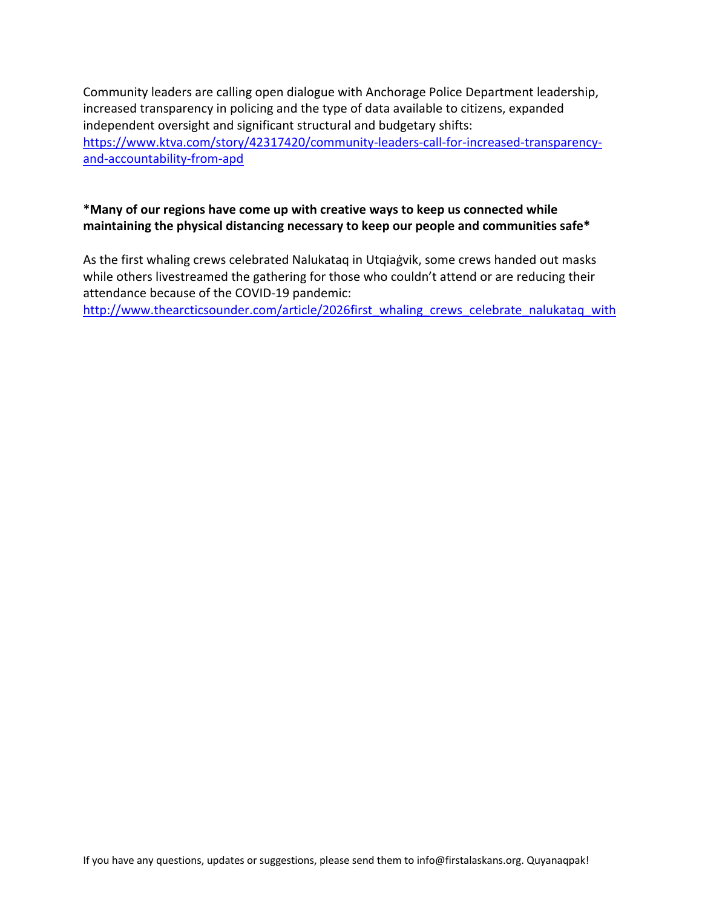Community leaders are calling open dialogue with Anchorage Police Department leadership, increased transparency in policing and the type of data available to citizens, expanded independent oversight and significant structural and budgetary shifts: https://www.ktva.com/story/42317420/community-leaders-call-for-increased-transparency-and-accountability-from-apd

**\*Many of our regions have come up with creative ways to keep us connected while maintaining the physical distancing necessary to keep our people and communities safe\***

As the first whaling crews celebrated Nalukataq in Utqiaġvik, some crews handed out masks while others livestreamed the gathering for those who couldn't attend or are reducing their attendance because of the COVID-19 pandemic: http://www.thearcticsounder.com/article/2026first_whaling_crews_celebrate_nalukataq_with

If you have any questions, updates or suggestions, please send them to info@firstalaskans.org. Quyanaqpak!